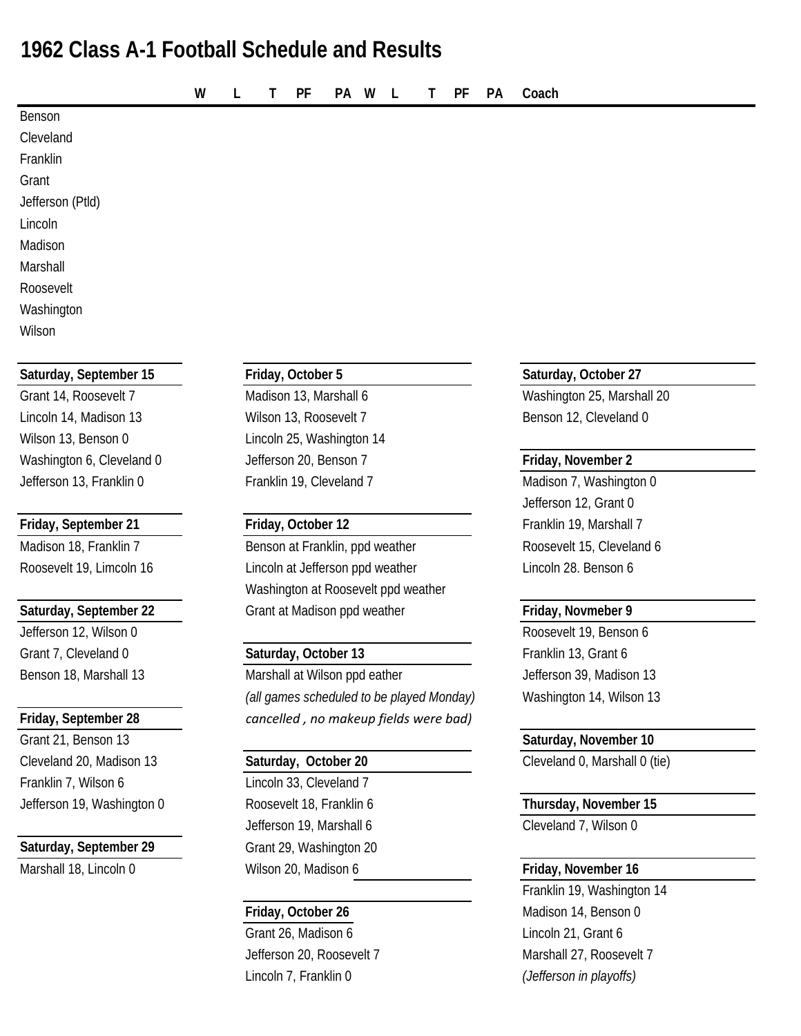# 1962 Class A-1 Football Schedule and Results

| | W | L | T | PF | PA | W | L | T | PF | PA | Coach |
|---|---|---|---|---|---|---|---|---|---|---|---|
| Benson | | | | | | | | | | | |
| Cleveland | | | | | | | | | | | |
| Franklin | | | | | | | | | | | |
| Grant | | | | | | | | | | | |
| Jefferson (Ptld) | | | | | | | | | | | |
| Lincoln | | | | | | | | | | | |
| Madison | | | | | | | | | | | |
| Marshall | | | | | | | | | | | |
| Roosevelt | | | | | | | | | | | |
| Washington | | | | | | | | | | | |
| Wilson | | | | | | | | | | | |

**Saturday, September 15**

Grant 14, Roosevelt 7
Lincoln 14, Madison 13
Wilson 13, Benson 0
Washington 6, Cleveland 0
Jefferson 13, Franklin 0

**Friday, September 21**

Madison 18, Franklin 7
Roosevelt 19, Limcoln 16

**Saturday, September 22**

Jefferson 12, Wilson 0
Grant 7, Cleveland 0
Benson 18, Marshall 13

**Friday, September 28**

Grant 21, Benson 13
Cleveland 20, Madison 13
Franklin 7, Wilson 6
Jefferson 19, Washington 0

**Saturday, September 29**

Marshall 18, Lincoln 0

**Friday, October 5**

Madison 13, Marshall 6
Wilson 13, Roosevelt 7
Lincoln 25, Washington 14
Jefferson 20, Benson 7
Franklin 19, Cleveland 7

**Friday, October 12**

Benson at Franklin, ppd weather
Lincoln at Jefferson ppd weather
Washington at Roosevelt ppd weather
Grant at Madison ppd weather

**Saturday, October 13**

Marshall at Wilson ppd eather
*(all games scheduled to be played Monday)*
*cancelled , no makeup fields were bad)*

**Saturday, October 20**

Lincoln 33, Cleveland 7
Roosevelt 18, Franklin 6
Jefferson 19, Marshall 6
Grant 29, Washington 20
Wilson 20, Madison 6

**Friday, October 26**

Grant 26, Madison 6
Jefferson 20, Roosevelt 7
Lincoln 7, Franklin 0

**Saturday, October 27**

Washington 25, Marshall 20
Benson 12, Cleveland 0

**Friday, November 2**

Madison 7, Washington 0
Jefferson 12, Grant 0
Franklin 19, Marshall 7
Roosevelt 15, Cleveland 6
Lincoln 28. Benson 6

**Friday, Novmeber 9**

Roosevelt 19, Benson 6
Franklin 13, Grant 6
Jefferson 39, Madison 13
Washington 14, Wilson 13

**Saturday, November 10**

Cleveland 0, Marshall 0 (tie)

**Thursday, November 15**

Cleveland 7, Wilson 0

**Friday, November 16**

Franklin 19, Washington 14
Madison 14, Benson 0
Lincoln 21, Grant 6
Marshall 27, Roosevelt 7
*(Jefferson in playoffs)*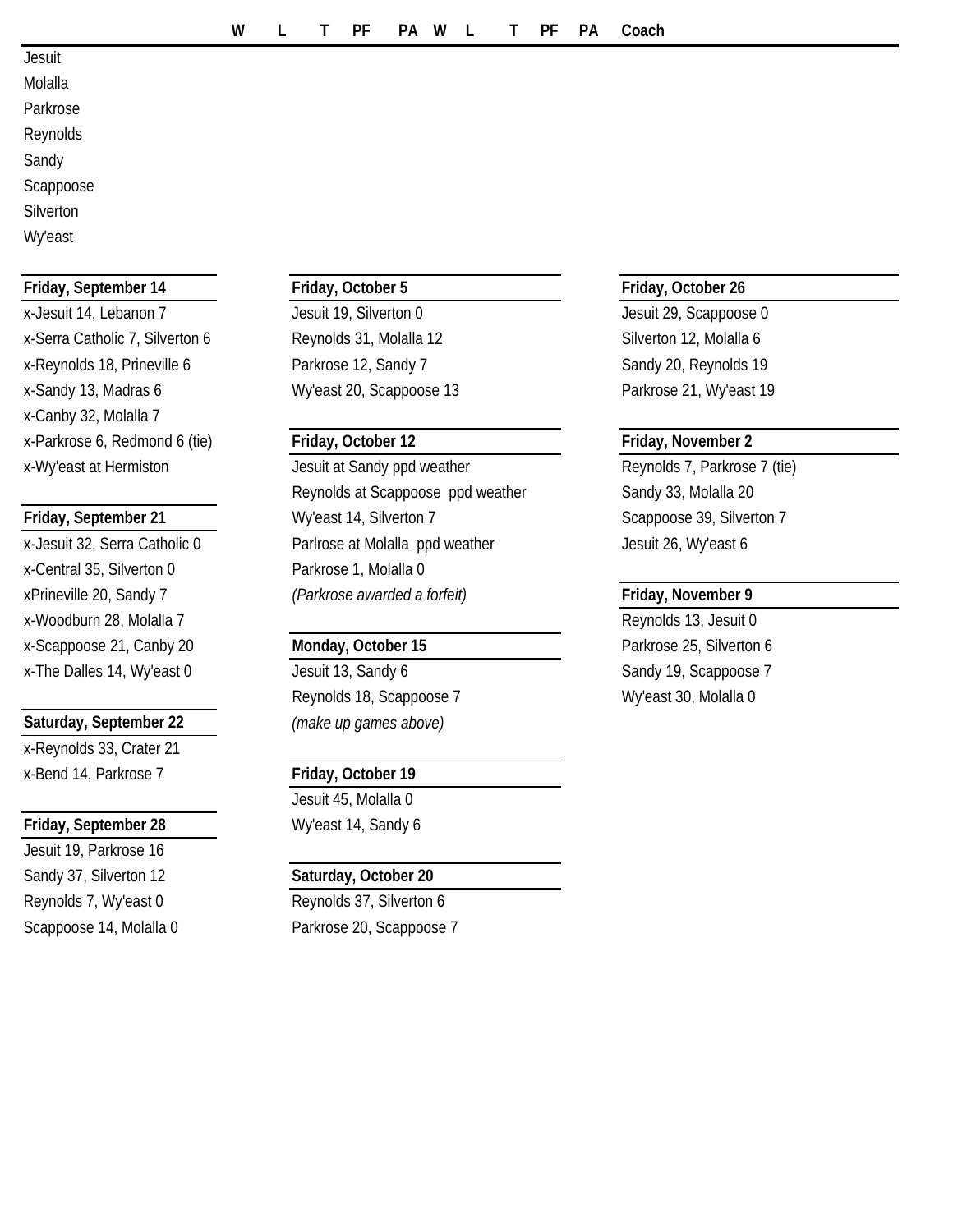| | W | L | T | PF | PA | W | L | T | PF | PA | Coach |
|---|---|---|---|---|---|---|---|---|---|---|---|
| Jesuit | | | | | | | | | | | |
| Molalla | | | | | | | | | | | |
| Parkrose | | | | | | | | | | | |
| Reynolds | | | | | | | | | | | |
| Sandy | | | | | | | | | | | |
| Scappoose | | | | | | | | | | | |
| Silverton | | | | | | | | | | | |
| Wy'east | | | | | | | | | | | |

**Friday, September 14**

x-Jesuit 14, Lebanon 7
x-Serra Catholic 7, Silverton 6
x-Reynolds 18, Prineville 6
x-Sandy 13, Madras 6
x-Canby 32, Molalla 7
x-Parkrose 6, Redmond 6 (tie)
x-Wy'east at Hermiston

**Friday, September 21**

x-Jesuit 32, Serra Catholic 0
x-Central 35, Silverton 0
xPrineville 20, Sandy 7
x-Woodburn 28, Molalla 7
x-Scappoose 21, Canby 20
x-The Dalles 14, Wy'east 0

**Saturday, September 22**

x-Reynolds 33, Crater 21
x-Bend 14, Parkrose 7

**Friday, September 28**

Jesuit 19, Parkrose 16
Sandy 37, Silverton 12
Reynolds 7, Wy'east 0
Scappoose 14, Molalla 0

**Friday, October 5**

Jesuit 19, Silverton 0
Reynolds 31, Molalla 12
Parkrose 12, Sandy 7
Wy'east 20, Scappoose 13

**Friday, October 12**

Jesuit at Sandy ppd weather
Reynolds at Scappoose ppd weather
Wy'east 14, Silverton 7
Parlrose at Molalla ppd weather
Parkrose 1, Molalla 0
*(Parkrose awarded a forfeit)*

**Monday, October 15**

Jesuit 13, Sandy 6
Reynolds 18, Scappoose 7
*(make up games above)*

**Friday, October 19**

Jesuit 45, Molalla 0
Wy'east 14, Sandy 6

**Saturday, October 20**

Reynolds 37, Silverton 6
Parkrose 20, Scappoose 7

**Friday, October 26**

Jesuit 29, Scappoose 0
Silverton 12, Molalla 6
Sandy 20, Reynolds 19
Parkrose 21, Wy'east 19

**Friday, November 2**

Reynolds 7, Parkrose 7 (tie)
Sandy 33, Molalla 20
Scappoose 39, Silverton 7
Jesuit 26, Wy'east 6

**Friday, November 9**

Reynolds 13, Jesuit 0
Parkrose 25, Silverton 6
Sandy 19, Scappoose 7
Wy'east 30, Molalla 0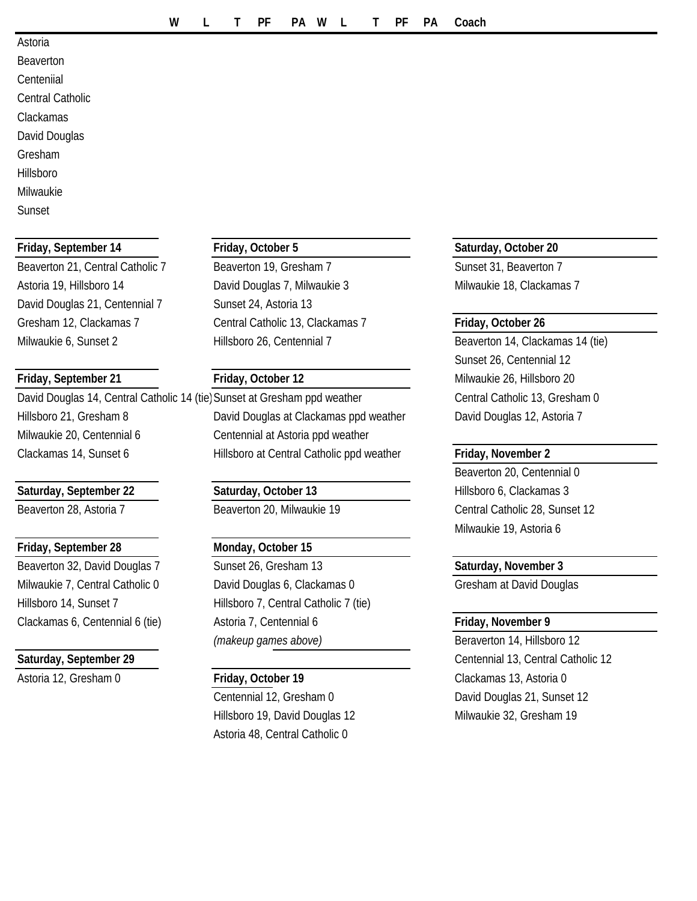| | W | L | T | PF | PA | W | L | T | PF | PA | Coach |
|---|---|---|---|---|---|---|---|---|---|---|---|
| Astoria | | | | | | | | | | | |
| Beaverton | | | | | | | | | | | |
| Centeniial | | | | | | | | | | | |
| Central Catholic | | | | | | | | | | | |
| Clackamas | | | | | | | | | | | |
| David Douglas | | | | | | | | | | | |
| Gresham | | | | | | | | | | | |
| Hillsboro | | | | | | | | | | | |
| Milwaukie | | | | | | | | | | | |
| Sunset | | | | | | | | | | | |

**Friday, September 14**

Beaverton 21, Central Catholic 7
Astoria 19, Hillsboro 14
David Douglas 21, Centennial 7
Gresham 12, Clackamas 7
Milwaukie 6, Sunset 2

**Friday, September 21**

David Douglas 14, Central Catholic 14 (tie)
Hillsboro 21, Gresham 8
Milwaukie 20, Centennial 6
Clackamas 14, Sunset 6

**Saturday, September 22**

Beaverton 28, Astoria 7

**Friday, September 28**

Beaverton 32, David Douglas 7
Milwaukie 7, Central Catholic 0
Hillsboro 14, Sunset 7
Clackamas 6, Centennial 6 (tie)

**Saturday, September 29**

Astoria 12, Gresham 0

**Friday, October 5**

Beaverton 19, Gresham 7
David Douglas 7, Milwaukie 3
Sunset 24, Astoria 13
Central Catholic 13, Clackamas 7
Hillsboro 26, Centennial 7

**Friday, October 12**

Sunset at Gresham ppd weather
David Douglas at Clackamas ppd weather
Centennial at Astoria ppd weather
Hillsboro at Central Catholic ppd weather

**Saturday, October 13**

Beaverton 20, Milwaukie 19

**Monday, October 15**

Sunset 26, Gresham 13
David Douglas 6, Clackamas 0
Hillsboro 7, Central Catholic 7 (tie)
Astoria 7, Centennial 6
*(makeup games above)*

**Friday, October 19**

Centennial 12, Gresham 0
Hillsboro 19, David Douglas 12
Astoria 48, Central Catholic 0

**Saturday, October 20**

Sunset 31, Beaverton 7
Milwaukie 18, Clackamas 7

**Friday, October 26**

Beaverton 14, Clackamas 14 (tie)
Sunset 26, Centennial 12
Milwaukie 26, Hillsboro 20
Central Catholic 13, Gresham 0
David Douglas 12, Astoria 7

**Friday, November 2**

Beaverton 20, Centennial 0
Hillsboro 6, Clackamas 3
Central Catholic 28, Sunset 12
Milwaukie 19, Astoria 6

**Saturday, November 3**

Gresham at David Douglas

**Friday, November 9**

Beraverton 14, Hillsboro 12
Centennial 13, Central Catholic 12
Clackamas 13, Astoria 0
David Douglas 21, Sunset 12
Milwaukie 32, Gresham 19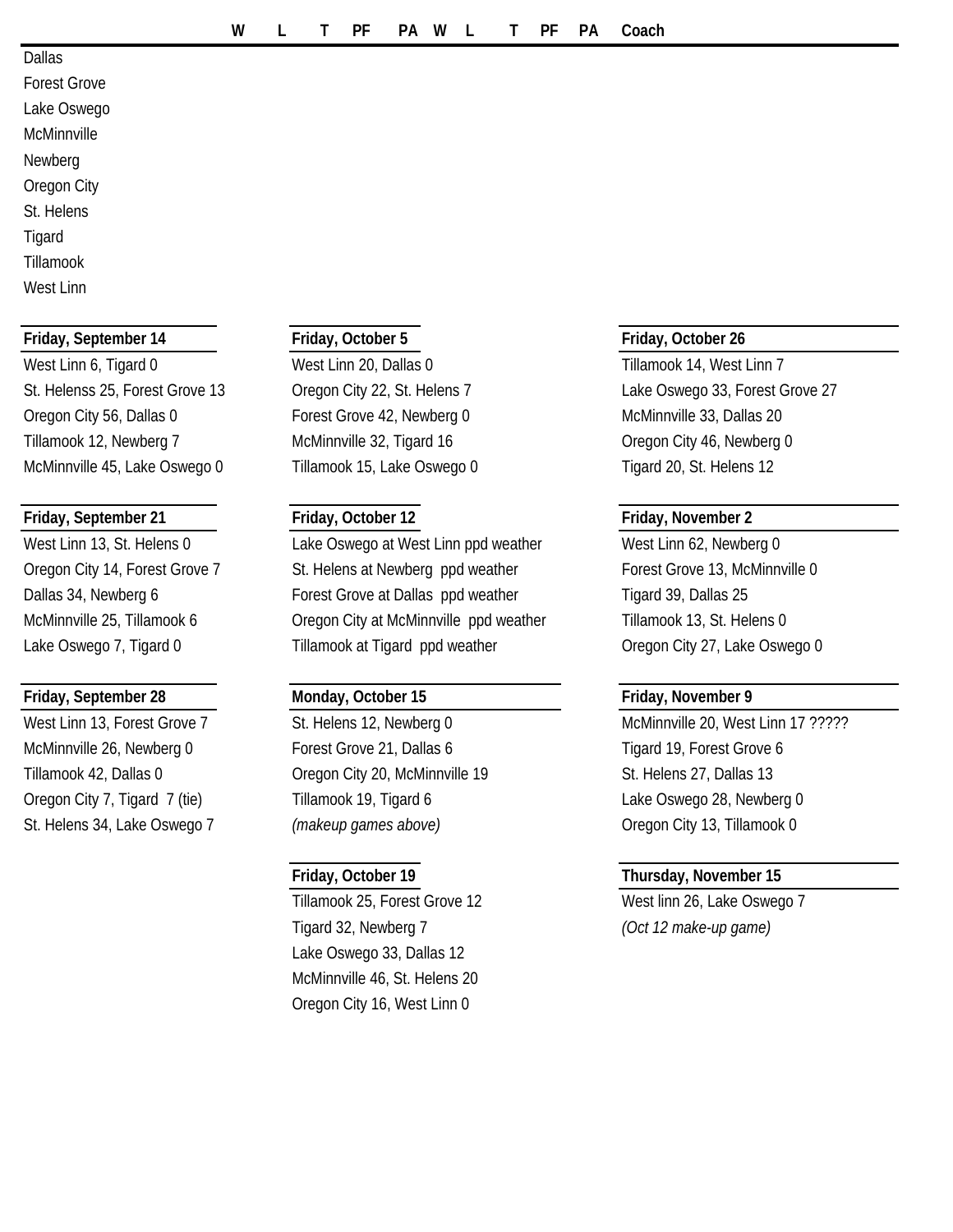| | W | L | T | PF | PA | W | L | T | PF | PA | Coach |
|---|---|---|---|---|---|---|---|---|---|---|---|
| Dallas | | | | | | | | | | | |
| Forest Grove | | | | | | | | | | | |
| Lake Oswego | | | | | | | | | | | |
| McMinnville | | | | | | | | | | | |
| Newberg | | | | | | | | | | | |
| Oregon City | | | | | | | | | | | |
| St. Helens | | | | | | | | | | | |
| Tigard | | | | | | | | | | | |
| Tillamook | | | | | | | | | | | |
| West Linn | | | | | | | | | | | |

**Friday, September 14**

West Linn 6, Tigard 0
St. Helenss 25, Forest Grove 13
Oregon City 56, Dallas 0
Tillamook 12, Newberg 7
McMinnville 45, Lake Oswego 0

**Friday, September 21**

West Linn 13, St. Helens 0
Oregon City 14, Forest Grove 7
Dallas 34, Newberg 6
McMinnville 25, Tillamook 6
Lake Oswego 7, Tigard 0

**Friday, September 28**

West Linn 13, Forest Grove 7
McMinnville 26, Newberg 0
Tillamook 42, Dallas 0
Oregon City 7, Tigard 7 (tie)
St. Helens 34, Lake Oswego 7

**Friday, October 5**

West Linn 20, Dallas 0
Oregon City 22, St. Helens 7
Forest Grove 42, Newberg 0
McMinnville 32, Tigard 16
Tillamook 15, Lake Oswego 0

**Friday, October 12**

Lake Oswego at West Linn ppd weather
St. Helens at Newberg ppd weather
Forest Grove at Dallas ppd weather
Oregon City at McMinnville ppd weather
Tillamook at Tigard ppd weather

**Monday, October 15**

St. Helens 12, Newberg 0
Forest Grove 21, Dallas 6
Oregon City 20, McMinnville 19
Tillamook 19, Tigard 6
*(makeup games above)*

**Friday, October 19**

Tillamook 25, Forest Grove 12
Tigard 32, Newberg 7
Lake Oswego 33, Dallas 12
McMinnville 46, St. Helens 20
Oregon City 16, West Linn 0

**Friday, October 26**

Tillamook 14, West Linn 7
Lake Oswego 33, Forest Grove 27
McMinnville 33, Dallas 20
Oregon City 46, Newberg 0
Tigard 20, St. Helens 12

**Friday, November 2**

West Linn 62, Newberg 0
Forest Grove 13, McMinnville 0
Tigard 39, Dallas 25
Tillamook 13, St. Helens 0
Oregon City 27, Lake Oswego 0

**Friday, November 9**

McMinnville 20, West Linn 17 ?????
Tigard 19, Forest Grove 6
St. Helens 27, Dallas 13
Lake Oswego 28, Newberg 0
Oregon City 13, Tillamook 0

**Thursday, November 15**

West linn 26, Lake Oswego 7
*(Oct 12 make-up game)*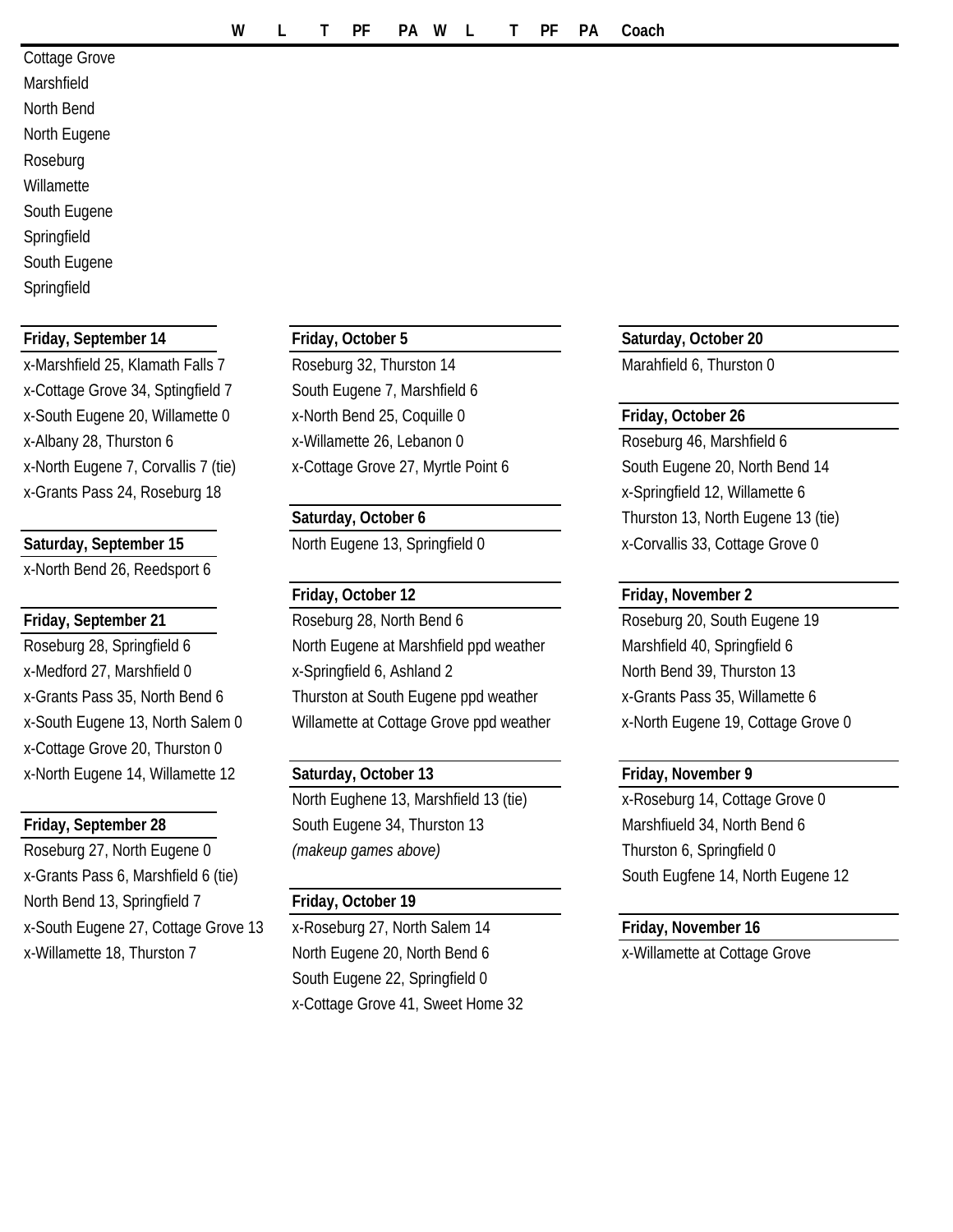| | W | L | T | PF | PA | W | L | T | PF | PA | Coach |
|---|---|---|---|---|---|---|---|---|---|---|---|
| Cottage Grove | | | | | | | | | | | |
| Marshfield | | | | | | | | | | | |
| North Bend | | | | | | | | | | | |
| North Eugene | | | | | | | | | | | |
| Roseburg | | | | | | | | | | | |
| Willamette | | | | | | | | | | | |
| South Eugene | | | | | | | | | | | |
| Springfield | | | | | | | | | | | |
| South Eugene | | | | | | | | | | | |
| Springfield | | | | | | | | | | | |

**Friday, September 14**

x-Marshfield 25, Klamath Falls 7
x-Cottage Grove 34, Sptingfield 7
x-South Eugene 20, Willamette 0
x-Albany 28, Thurston 6
x-North Eugene 7, Corvallis 7 (tie)
x-Grants Pass 24, Roseburg 18

**Saturday, September 15**

x-North Bend 26, Reedsport 6

**Friday, September 21**

Roseburg 28, Springfield 6
x-Medford 27, Marshfield 0
x-Grants Pass 35, North Bend 6
x-South Eugene 13, North Salem 0
x-Cottage Grove 20, Thurston 0
x-North Eugene 14, Willamette 12

**Friday, September 28**

Roseburg 27, North Eugene 0
x-Grants Pass 6, Marshfield 6 (tie)
North Bend 13, Springfield 7
x-South Eugene 27, Cottage Grove 13
x-Willamette 18, Thurston 7

**Friday, October 5**

Roseburg 32, Thurston 14
South Eugene 7, Marshfield 6
x-North Bend 25, Coquille 0
x-Willamette 26, Lebanon 0
x-Cottage Grove 27, Myrtle Point 6

**Saturday, October 6**

North Eugene 13, Springfield 0

**Friday, October 12**

Roseburg 28, North Bend 6
North Eugene at Marshfield ppd weather
x-Springfield 6, Ashland 2
Thurston at South Eugene ppd weather
Willamette at Cottage Grove ppd weather

**Saturday, October 13**

North Eughene 13, Marshfield 13 (tie)
South Eugene 34, Thurston 13
*(makeup games above)*

**Friday, October 19**

x-Roseburg 27, North Salem 14
North Eugene 20, North Bend 6
South Eugene 22, Springfield 0
x-Cottage Grove 41, Sweet Home 32

**Saturday, October 20**

Marahfield 6, Thurston 0

**Friday, October 26**

Roseburg 46, Marshfield 6
South Eugene 20, North Bend 14
x-Springfield 12, Willamette 6
Thurston 13, North Eugene 13 (tie)
x-Corvallis 33, Cottage Grove 0

**Friday, November 2**

Roseburg 20, South Eugene 19
Marshfield 40, Springfield 6
North Bend 39, Thurston 13
x-Grants Pass 35, Willamette 6
x-North Eugene 19, Cottage Grove 0

**Friday, November 9**

x-Roseburg 14, Cottage Grove 0
Marshfiueld 34, North Bend 6
Thurston 6, Springfield 0
South Eugfene 14, North Eugene 12

**Friday, November 16**

x-Willamette at Cottage Grove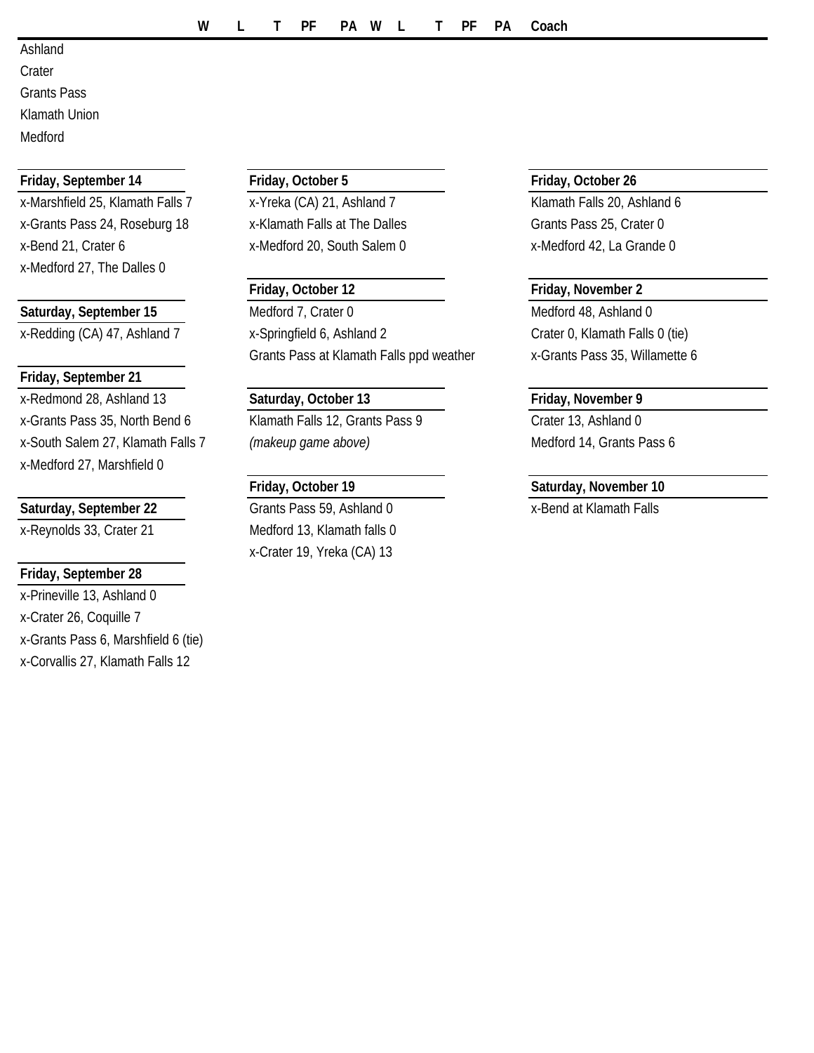| | W | L | T | PF | PA | W | L | T | PF | PA | Coach |
|---|---|---|---|---|---|---|---|---|---|---|---|
| Ashland | | | | | | | | | | | |
| Crater | | | | | | | | | | | |
| Grants Pass | | | | | | | | | | | |
| Klamath Union | | | | | | | | | | | |
| Medford | | | | | | | | | | | |

**Friday, September 14**

x-Marshfield 25, Klamath Falls 7
x-Grants Pass 24, Roseburg 18
x-Bend 21, Crater 6
x-Medford 27, The Dalles 0

**Saturday, September 15**

x-Redding (CA) 47, Ashland 7

**Friday, September 21**

x-Redmond 28, Ashland 13
x-Grants Pass 35, North Bend 6
x-South Salem 27, Klamath Falls 7
x-Medford 27, Marshfield 0

**Saturday, September 22**

x-Reynolds 33, Crater 21

**Friday, September 28**

x-Prineville 13, Ashland 0
x-Crater 26, Coquille 7
x-Grants Pass 6, Marshfield 6 (tie)
x-Corvallis 27, Klamath Falls 12

**Friday, October 5**

x-Yreka (CA) 21, Ashland 7
x-Klamath Falls at The Dalles
x-Medford 20, South Salem 0

**Friday, October 12**

Medford 7, Crater 0
x-Springfield 6, Ashland 2
Grants Pass at Klamath Falls ppd weather

**Saturday, October 13**

Klamath Falls 12, Grants Pass 9
*(makeup game above)*

**Friday, October 19**

Grants Pass 59, Ashland 0
Medford 13, Klamath falls 0
x-Crater 19, Yreka (CA) 13

**Friday, October 26**

Klamath Falls 20, Ashland 6
Grants Pass 25, Crater 0
x-Medford 42, La Grande 0

**Friday, November 2**

Medford 48, Ashland 0
Crater 0, Klamath Falls 0 (tie)
x-Grants Pass 35, Willamette 6

**Friday, November 9**

Crater 13, Ashland 0
Medford 14, Grants Pass 6

**Saturday, November 10**

x-Bend at Klamath Falls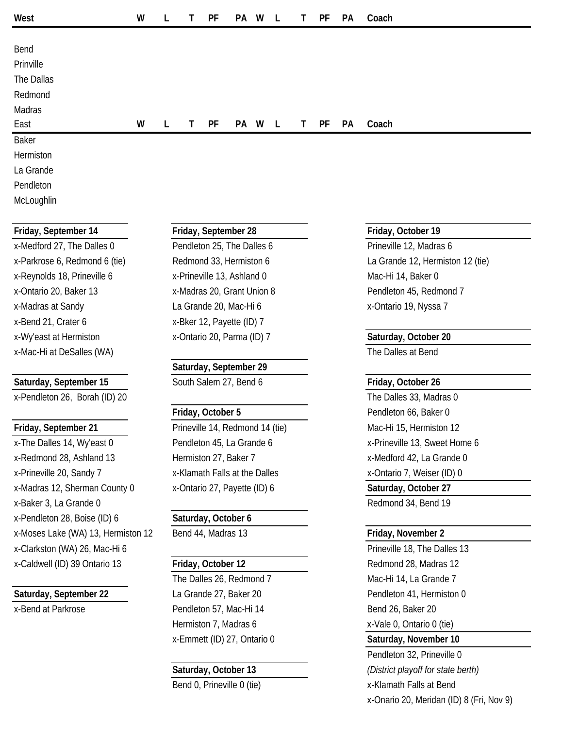| West | W | L | T | PF | PA | W | L | T | PF | PA | Coach |
|---|---|---|---|---|---|---|---|---|---|---|---|
| Bend | | | | | | | | | | | |
| Prinville | | | | | | | | | | | |
| The Dallas | | | | | | | | | | | |
| Redmond | | | | | | | | | | | |
| Madras | | | | | | | | | | | |

| East | W | L | T | PF | PA | W | L | T | PF | PA | Coach |
|---|---|---|---|---|---|---|---|---|---|---|---|
| Baker | | | | | | | | | | | |
| Hermiston | | | | | | | | | | | |
| La Grande | | | | | | | | | | | |
| Pendleton | | | | | | | | | | | |
| McLoughlin | | | | | | | | | | | |

**Friday, September 14**

x-Medford 27, The Dalles 0
x-Parkrose 6, Redmond 6 (tie)
x-Reynolds 18, Prineville 6
x-Ontario 20, Baker 13
x-Madras at Sandy
x-Bend 21, Crater 6
x-Wy'east at Hermiston
x-Mac-Hi at DeSalles (WA)

**Saturday, September 15**

x-Pendleton 26, Borah (ID) 20

**Friday, September 21**

x-The Dalles 14, Wy'east 0
x-Redmond 28, Ashland 13
x-Prineville 20, Sandy 7
x-Madras 12, Sherman County 0
x-Baker 3, La Grande 0
x-Pendleton 28, Boise (ID) 6
x-Moses Lake (WA) 13, Hermiston 12
x-Clarkston (WA) 26, Mac-Hi 6
x-Caldwell (ID) 39 Ontario 13

**Saturday, September 22**

x-Bend at Parkrose

**Friday, September 28**

Pendleton 25, The Dalles 6
Redmond 33, Hermiston 6
x-Prineville 13, Ashland 0
x-Madras 20, Grant Union 8
La Grande 20, Mac-Hi 6
x-Bker 12, Payette (ID) 7
x-Ontario 20, Parma (ID) 7

**Saturday, September 29**

South Salem 27, Bend 6

**Friday, October 5**

Prineville 14, Redmond 14 (tie)
Pendleton 45, La Grande 6
Hermiston 27, Baker 7
x-Klamath Falls at the Dalles
x-Ontario 27, Payette (ID) 6

**Saturday, October 6**

Bend 44, Madras 13

**Friday, October 12**

The Dalles 26, Redmond 7
La Grande 27, Baker 20
Pendleton 57, Mac-Hi 14
Hermiston 7, Madras 6
x-Emmett (ID) 27, Ontario 0

**Saturday, October 13**

Bend 0, Prineville 0 (tie)

**Friday, October 19**

Prineville 12, Madras 6
La Grande 12, Hermiston 12 (tie)
Mac-Hi 14, Baker 0
Pendleton 45, Redmond 7
x-Ontario 19, Nyssa 7

**Saturday, October 20**

The Dalles at Bend

**Friday, October 26**

The Dalles 33, Madras 0
Pendleton 66, Baker 0
Mac-Hi 15, Hermiston 12
x-Prineville 13, Sweet Home 6
x-Medford 42, La Grande 0
x-Ontario 7, Weiser (ID) 0

**Saturday, October 27**

Redmond 34, Bend 19

**Friday, November 2**

Prineville 18, The Dalles 13
Redmond 28, Madras 12
Mac-Hi 14, La Grande 7
Pendleton 41, Hermiston 0
Bend 26, Baker 20
x-Vale 0, Ontario 0 (tie)

**Saturday, November 10**

Pendleton 32, Prineville 0
*(District playoff for state berth)*
x-Klamath Falls at Bend
x-Onario 20, Meridan (ID) 8 (Fri, Nov 9)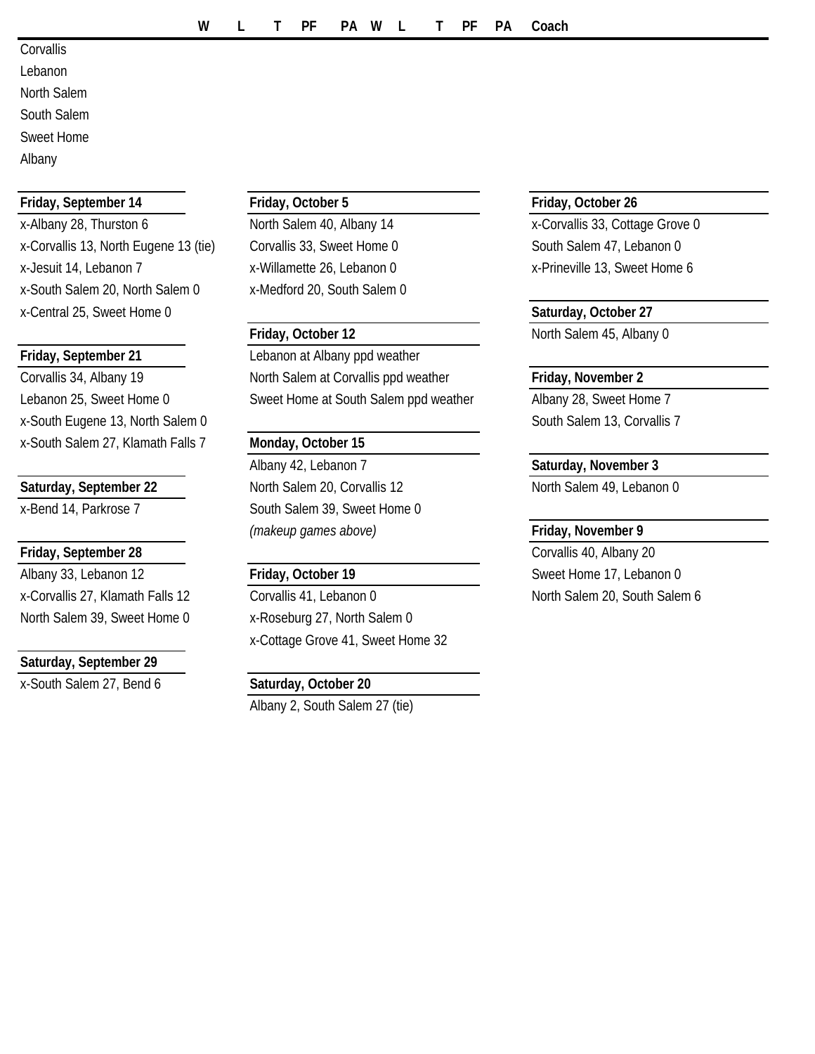| | W | L | T | PF | PA | W | L | T | PF | PA | Coach |
|---|---|---|---|---|---|---|---|---|---|---|---|
| Corvallis | | | | | | | | | | | |
| Lebanon | | | | | | | | | | | |
| North Salem | | | | | | | | | | | |
| South Salem | | | | | | | | | | | |
| Sweet Home | | | | | | | | | | | |
| Albany | | | | | | | | | | | |

**Friday, September 14**

x-Albany 28, Thurston 6
x-Corvallis 13, North Eugene 13 (tie)
x-Jesuit 14, Lebanon 7
x-South Salem 20, North Salem 0
x-Central 25, Sweet Home 0

**Friday, September 21**

Corvallis 34, Albany 19
Lebanon 25, Sweet Home 0
x-South Eugene 13, North Salem 0
x-South Salem 27, Klamath Falls 7

**Saturday, September 22**

x-Bend 14, Parkrose 7

**Friday, September 28**

Albany 33, Lebanon 12
x-Corvallis 27, Klamath Falls 12
North Salem 39, Sweet Home 0

**Saturday, September 29**

x-South Salem 27, Bend 6

**Friday, October 5**

North Salem 40, Albany 14
Corvallis 33, Sweet Home 0
x-Willamette 26, Lebanon 0
x-Medford 20, South Salem 0

**Friday, October 12**

Lebanon at Albany ppd weather
North Salem at Corvallis ppd weather
Sweet Home at South Salem ppd weather

**Monday, October 15**

Albany 42, Lebanon 7
North Salem 20, Corvallis 12
South Salem 39, Sweet Home 0
*(makeup games above)*

**Friday, October 19**

Corvallis 41, Lebanon 0
x-Roseburg 27, North Salem 0
x-Cottage Grove 41, Sweet Home 32

**Saturday, October 20**

Albany 2, South Salem 27 (tie)

**Friday, October 26**

x-Corvallis 33, Cottage Grove 0
South Salem 47, Lebanon 0
x-Prineville 13, Sweet Home 6

**Saturday, October 27**

North Salem 45, Albany 0

**Friday, November 2**

Albany 28, Sweet Home 7
South Salem 13, Corvallis 7

**Saturday, November 3**

North Salem 49, Lebanon 0

**Friday, November 9**

Corvallis 40, Albany 20
Sweet Home 17, Lebanon 0
North Salem 20, South Salem 6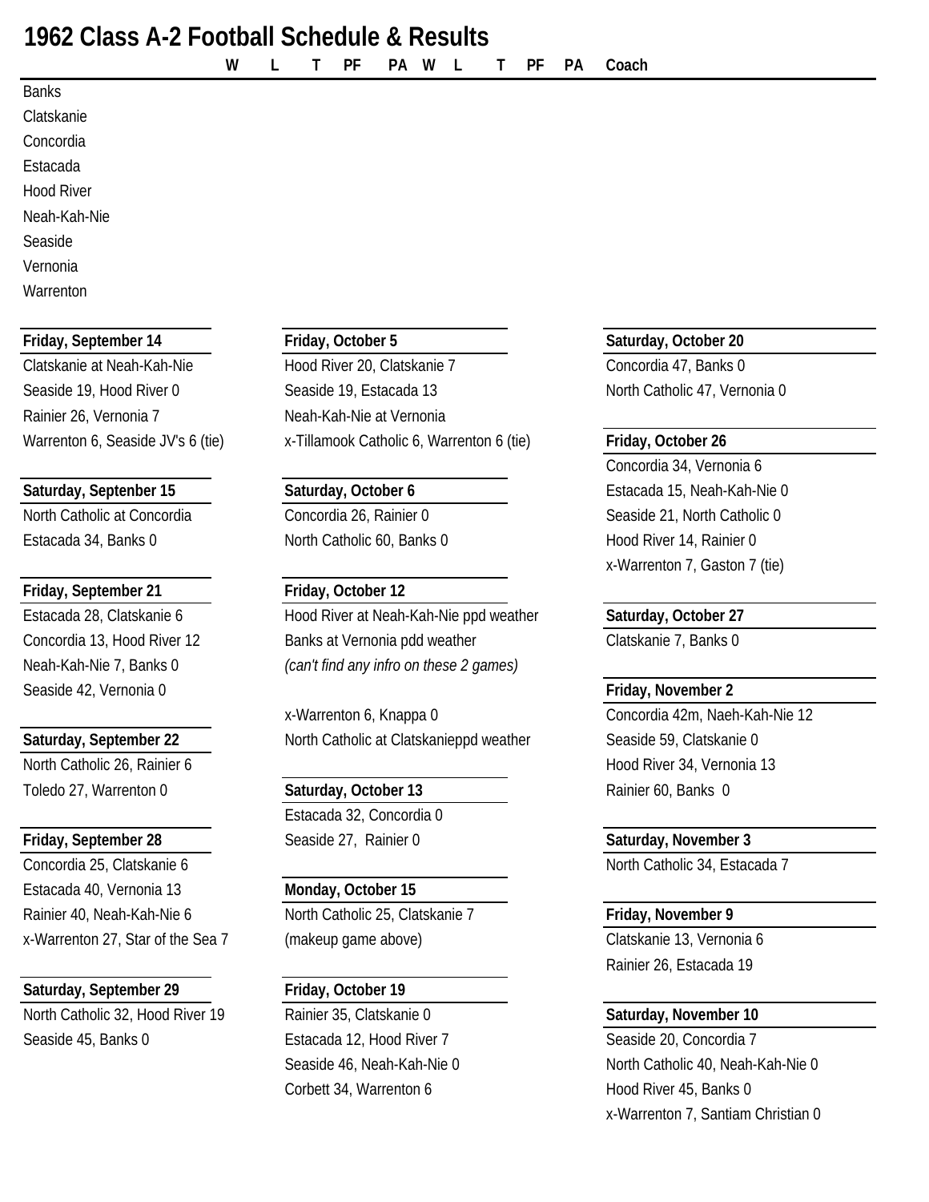# 1962 Class A-2 Football Schedule & Results

| | W | L | T | PF | PA | W | L | T | PF | PA | Coach |
|---|---|---|---|---|---|---|---|---|---|---|---|
| Banks | | | | | | | | | | | |
| Clatskanie | | | | | | | | | | | |
| Concordia | | | | | | | | | | | |
| Estacada | | | | | | | | | | | |
| Hood River | | | | | | | | | | | |
| Neah-Kah-Nie | | | | | | | | | | | |
| Seaside | | | | | | | | | | | |
| Vernonia | | | | | | | | | | | |
| Warrenton | | | | | | | | | | | |

**Friday, September 14**

Clatskanie at Neah-Kah-Nie
Seaside 19, Hood River 0
Rainier 26, Vernonia 7
Warrenton 6, Seaside JV's 6 (tie)

**Saturday, Septenber 15**

North Catholic at Concordia
Estacada 34, Banks 0

**Friday, September 21**

Estacada 28, Clatskanie 6
Concordia 13, Hood River 12
Neah-Kah-Nie 7, Banks 0
Seaside 42, Vernonia 0

**Saturday, September 22**

North Catholic 26, Rainier 6
Toledo 27, Warrenton 0

**Friday, September 28**

Concordia 25, Clatskanie 6
Estacada 40, Vernonia 13
Rainier 40, Neah-Kah-Nie 6
x-Warrenton 27, Star of the Sea 7

**Saturday, September 29**

North Catholic 32, Hood River 19
Seaside 45, Banks 0

**Friday, October 5**

Hood River 20, Clatskanie 7
Seaside 19, Estacada 13
Neah-Kah-Nie at Vernonia
x-Tillamook Catholic 6, Warrenton 6 (tie)

**Saturday, October 6**

Concordia 26, Rainier 0
North Catholic 60, Banks 0

**Friday, October 12**

Hood River at Neah-Kah-Nie ppd weather
Banks at Vernonia pdd weather
*(can't find any infro on these 2 games)*

x-Warrenton 6, Knappa 0
North Catholic at Clatskanieppd weather

**Saturday, October 13**

Estacada 32, Concordia 0
Seaside 27, Rainier 0

**Monday, October 15**

North Catholic 25, Clatskanie 7
(makeup game above)

**Friday, October 19**

Rainier 35, Clatskanie 0
Estacada 12, Hood River 7
Seaside 46, Neah-Kah-Nie 0
Corbett 34, Warrenton 6

**Saturday, October 20**

Concordia 47, Banks 0
North Catholic 47, Vernonia 0

**Friday, October 26**

Concordia 34, Vernonia 6
Estacada 15, Neah-Kah-Nie 0
Seaside 21, North Catholic 0
Hood River 14, Rainier 0
x-Warrenton 7, Gaston 7 (tie)

**Saturday, October 27**

Clatskanie 7, Banks 0

**Friday, November 2**

Concordia 42m, Naeh-Kah-Nie 12
Seaside 59, Clatskanie 0
Hood River 34, Vernonia 13
Rainier 60, Banks 0

**Saturday, November 3**

North Catholic 34, Estacada 7

**Friday, November 9**

Clatskanie 13, Vernonia 6
Rainier 26, Estacada 19

**Saturday, November 10**

Seaside 20, Concordia 7
North Catholic 40, Neah-Kah-Nie 0
Hood River 45, Banks 0
x-Warrenton 7, Santiam Christian 0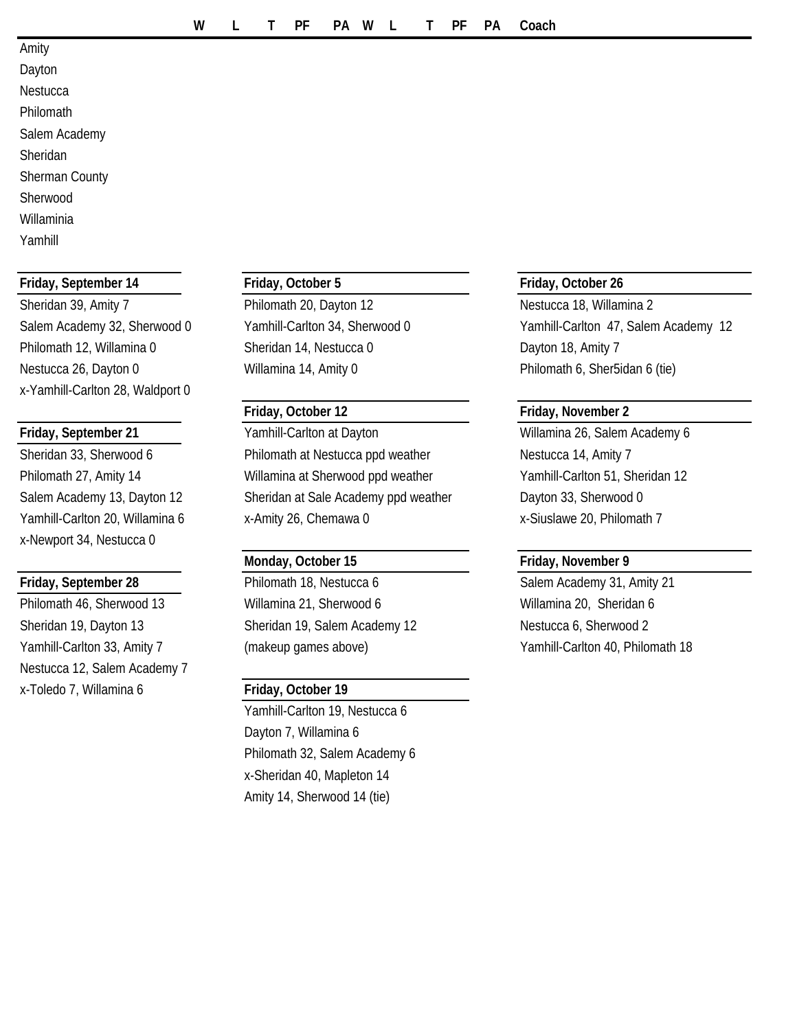| | W | L | T | PF | PA | W | L | T | PF | PA | Coach |
|---|---|---|---|---|---|---|---|---|---|---|---|
| Amity | | | | | | | | | | | |
| Dayton | | | | | | | | | | | |
| Nestucca | | | | | | | | | | | |
| Philomath | | | | | | | | | | | |
| Salem Academy | | | | | | | | | | | |
| Sheridan | | | | | | | | | | | |
| Sherman County | | | | | | | | | | | |
| Sherwood | | | | | | | | | | | |
| Willaminia | | | | | | | | | | | |
| Yamhill | | | | | | | | | | | |

**Friday, September 14**

Sheridan 39, Amity 7
Salem Academy 32, Sherwood 0
Philomath 12, Willamina 0
Nestucca 26, Dayton 0
x-Yamhill-Carlton 28, Waldport 0

**Friday, September 21**

Sheridan 33, Sherwood 6
Philomath 27, Amity 14
Salem Academy 13, Dayton 12
Yamhill-Carlton 20, Willamina 6
x-Newport 34, Nestucca 0

**Friday, September 28**

Philomath 46, Sherwood 13
Sheridan 19, Dayton 13
Yamhill-Carlton 33, Amity 7
Nestucca 12, Salem Academy 7
x-Toledo 7, Willamina 6

**Friday, October 5**

Philomath 20, Dayton 12
Yamhill-Carlton 34, Sherwood 0
Sheridan 14, Nestucca 0
Willamina 14, Amity 0

**Friday, October 12**

Yamhill-Carlton at Dayton
Philomath at Nestucca ppd weather
Willamina at Sherwood ppd weather
Sheridan at Sale Academy ppd weather
x-Amity 26, Chemawa 0

**Monday, October 15**

Philomath 18, Nestucca 6
Willamina 21, Sherwood 6
Sheridan 19, Salem Academy 12
(makeup games above)

**Friday, October 19**

Yamhill-Carlton 19, Nestucca 6
Dayton 7, Willamina 6
Philomath 32, Salem Academy 6
x-Sheridan 40, Mapleton 14
Amity 14, Sherwood 14 (tie)

**Friday, October 26**

Nestucca 18, Willamina 2
Yamhill-Carlton 47, Salem Academy 12
Dayton 18, Amity 7
Philomath 6, Sher5idan 6 (tie)

**Friday, November 2**

Willamina 26, Salem Academy 6
Nestucca 14, Amity 7
Yamhill-Carlton 51, Sheridan 12
Dayton 33, Sherwood 0
x-Siuslawe 20, Philomath 7

**Friday, November 9**

Salem Academy 31, Amity 21
Willamina 20, Sheridan 6
Nestucca 6, Sherwood 2
Yamhill-Carlton 40, Philomath 18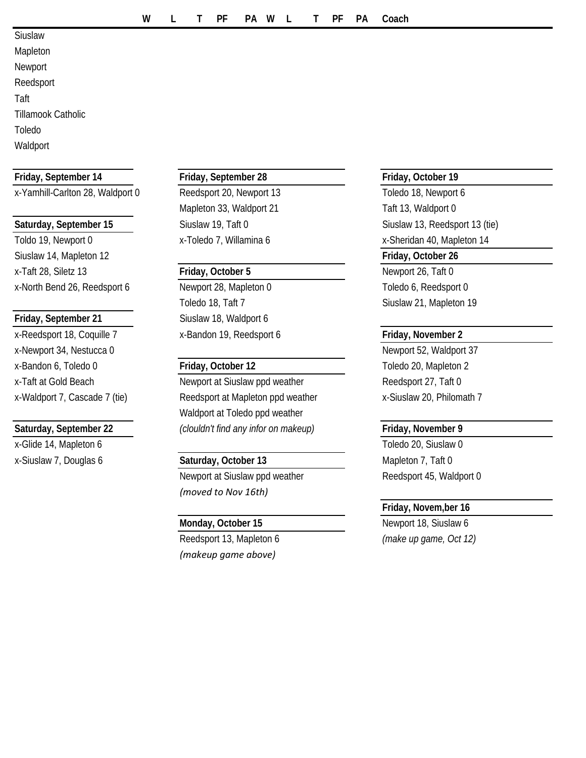| | W | L | T | PF | PA | W | L | T | PF | PA | Coach |
|---|---|---|---|---|---|---|---|---|---|---|---|
| Siuslaw | | | | | | | | | | | |
| Mapleton | | | | | | | | | | | |
| Newport | | | | | | | | | | | |
| Reedsport | | | | | | | | | | | |
| Taft | | | | | | | | | | | |
| Tillamook Catholic | | | | | | | | | | | |
| Toledo | | | | | | | | | | | |
| Waldport | | | | | | | | | | | |

**Friday, September 14**

x-Yamhill-Carlton 28, Waldport 0

**Saturday, September 15**

Toldo 19, Newport 0
Siuslaw 14, Mapleton 12
x-Taft 28, Siletz 13
x-North Bend 26, Reedsport 6

**Friday, September 21**

x-Reedsport 18, Coquille 7
x-Newport 34, Nestucca 0
x-Bandon 6, Toledo 0
x-Taft at Gold Beach
x-Waldport 7, Cascade 7 (tie)

**Saturday, September 22**

x-Glide 14, Mapleton 6
x-Siuslaw 7, Douglas 6

**Friday, September 28**

Reedsport 20, Newport 13
Mapleton 33, Waldport 21
Siuslaw 19, Taft 0
x-Toledo 7, Willamina 6

**Friday, October 5**

Newport 28, Mapleton 0
Toledo 18, Taft 7
Siuslaw 18, Waldport 6
x-Bandon 19, Reedsport 6

**Friday, October 12**

Newport at Siuslaw ppd weather
Reedsport at Mapleton ppd weather
Waldport at Toledo ppd weather
*(clouldn't find any infor on makeup)*

**Saturday, October 13**

Newport at Siuslaw ppd weather
*(moved to Nov 16th)*

**Monday, October 15**

Reedsport 13, Mapleton 6
*(makeup game above)*

**Friday, October 19**

Toledo 18, Newport 6
Taft 13, Waldport 0
Siuslaw 13, Reedsport 13 (tie)
x-Sheridan 40, Mapleton 14

**Friday, October 26**

Newport 26, Taft 0
Toledo 6, Reedsport 0
Siuslaw 21, Mapleton 19

**Friday, November 2**

Newport 52, Waldport 37
Toledo 20, Mapleton 2
Reedsport 27, Taft 0
x-Siuslaw 20, Philomath 7

**Friday, November 9**

Toledo 20, Siuslaw 0
Mapleton 7, Taft 0
Reedsport 45, Waldport 0

**Friday, Novem,ber 16**

Newport 18, Siuslaw 6
*(make up game, Oct 12)*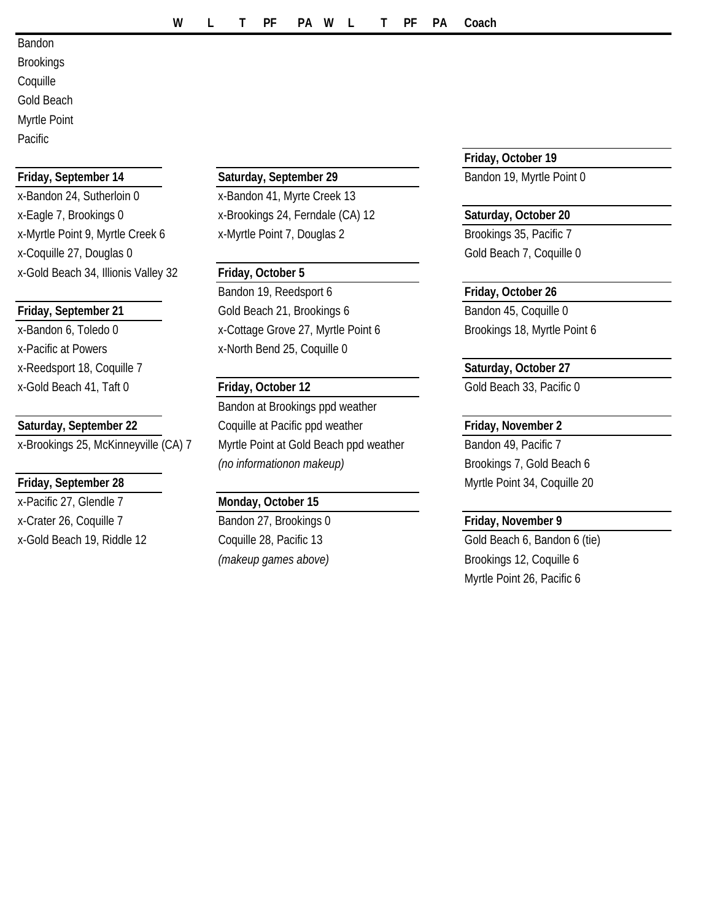| | W | L | T | PF | PA | W | L | T | PF | PA | Coach |
|---|---|---|---|---|---|---|---|---|---|---|---|
| Bandon | | | | | | | | | | | |
| Brookings | | | | | | | | | | | |
| Coquille | | | | | | | | | | | |
| Gold Beach | | | | | | | | | | | |
| Myrtle Point | | | | | | | | | | | |
| Pacific | | | | | | | | | | | |

**Friday, September 14**

x-Bandon 24, Sutherloin 0
x-Eagle 7, Brookings 0
x-Myrtle Point 9, Myrtle Creek 6
x-Coquille 27, Douglas 0
x-Gold Beach 34, Illionis Valley 32

**Friday, September 21**

x-Bandon 6, Toledo 0
x-Pacific at Powers
x-Reedsport 18, Coquille 7
x-Gold Beach 41, Taft 0

**Saturday, September 22**

x-Brookings 25, McKinneyville (CA) 7

**Friday, September 28**

x-Pacific 27, Glendle 7
x-Crater 26, Coquille 7
x-Gold Beach 19, Riddle 12

**Saturday, September 29**

x-Bandon 41, Myrte Creek 13
x-Brookings 24, Ferndale (CA) 12
x-Myrtle Point 7, Douglas 2

**Friday, October 5**

Bandon 19, Reedsport 6
Gold Beach 21, Brookings 6
x-Cottage Grove 27, Myrtle Point 6
x-North Bend 25, Coquille 0

**Friday, October 12**

Bandon at Brookings ppd weather
Coquille at Pacific ppd weather
Myrtle Point at Gold Beach ppd weather
*(no informationon makeup)*

**Monday, October 15**

Bandon 27, Brookings 0
Coquille 28, Pacific 13
*(makeup games above)*

**Friday, October 19**

Bandon 19, Myrtle Point 0

**Saturday, October 20**

Brookings 35, Pacific 7
Gold Beach 7, Coquille 0

**Friday, October 26**

Bandon 45, Coquille 0
Brookings 18, Myrtle Point 6

**Saturday, October 27**

Gold Beach 33, Pacific 0

**Friday, November 2**

Bandon 49, Pacific 7
Brookings 7, Gold Beach 6
Myrtle Point 34, Coquille 20

**Friday, November 9**

Gold Beach 6, Bandon 6 (tie)
Brookings 12, Coquille 6
Myrtle Point 26, Pacific 6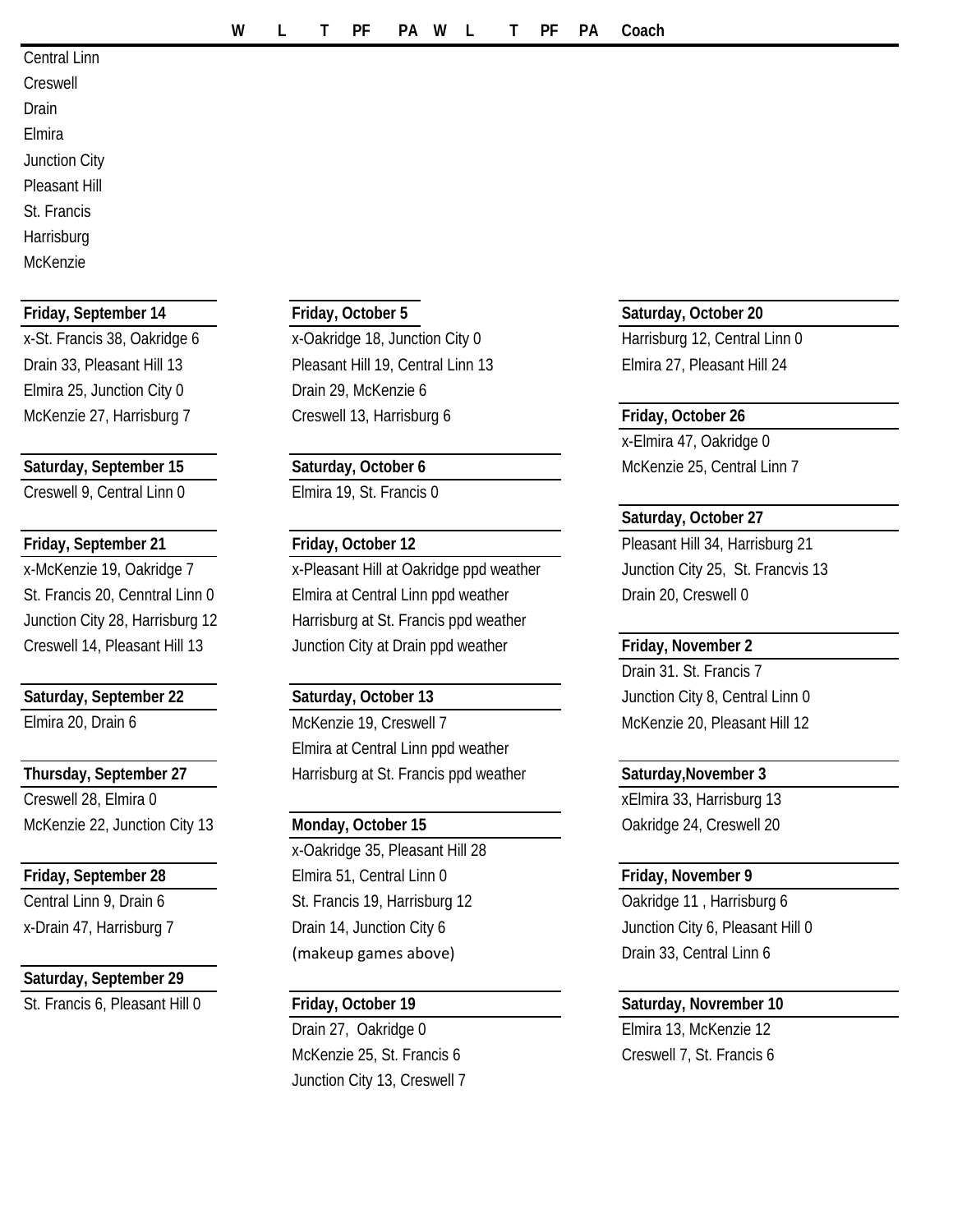| | W | L | T | PF | PA | W | L | T | PF | PA | Coach |
|---|---|---|---|---|---|---|---|---|---|---|---|
| Central Linn | | | | | | | | | | | |
| Creswell | | | | | | | | | | | |
| Drain | | | | | | | | | | | |
| Elmira | | | | | | | | | | | |
| Junction City | | | | | | | | | | | |
| Pleasant Hill | | | | | | | | | | | |
| St. Francis | | | | | | | | | | | |
| Harrisburg | | | | | | | | | | | |
| McKenzie | | | | | | | | | | | |

**Friday, September 14**

x-St. Francis 38, Oakridge 6
Drain 33, Pleasant Hill 13
Elmira 25, Junction City 0
McKenzie 27, Harrisburg 7

**Saturday, September 15**

Creswell 9, Central Linn 0

**Friday, September 21**

x-McKenzie 19, Oakridge 7
St. Francis 20, Cenntral Linn 0
Junction City 28, Harrisburg 12
Creswell 14, Pleasant Hill 13

**Saturday, September 22**

Elmira 20, Drain 6

**Thursday, September 27**

Creswell 28, Elmira 0
McKenzie 22, Junction City 13

**Friday, September 28**

Central Linn 9, Drain 6
x-Drain 47, Harrisburg 7

**Saturday, September 29**

St. Francis 6, Pleasant Hill 0

**Friday, October 5**

x-Oakridge 18, Junction City 0
Pleasant Hill 19, Central Linn 13
Drain 29, McKenzie 6
Creswell 13, Harrisburg 6

**Saturday, October 6**

Elmira 19, St. Francis 0

**Friday, October 12**

x-Pleasant Hill at Oakridge ppd weather
Elmira at Central Linn ppd weather
Harrisburg at St. Francis ppd weather
Junction City at Drain ppd weather

**Saturday, October 13**

McKenzie 19, Creswell 7
Elmira at Central Linn ppd weather
Harrisburg at St. Francis ppd weather

**Monday, October 15**

x-Oakridge 35, Pleasant Hill 28
Elmira 51, Central Linn 0
St. Francis 19, Harrisburg 12
Drain 14, Junction City 6
(makeup games above)

**Friday, October 19**

Drain 27, Oakridge 0
McKenzie 25, St. Francis 6
Junction City 13, Creswell 7

**Saturday, October 20**

Harrisburg 12, Central Linn 0
Elmira 27, Pleasant Hill 24

**Friday, October 26**

x-Elmira 47, Oakridge 0
McKenzie 25, Central Linn 7

**Saturday, October 27**

Pleasant Hill 34, Harrisburg 21
Junction City 25, St. Francvis 13
Drain 20, Creswell 0

**Friday, November 2**

Drain 31. St. Francis 7
Junction City 8, Central Linn 0
McKenzie 20, Pleasant Hill 12

**Saturday,November 3**

xElmira 33, Harrisburg 13
Oakridge 24, Creswell 20

**Friday, November 9**

Oakridge 11 , Harrisburg 6
Junction City 6, Pleasant Hill 0
Drain 33, Central Linn 6

**Saturday, Novrember 10**

Elmira 13, McKenzie 12
Creswell 7, St. Francis 6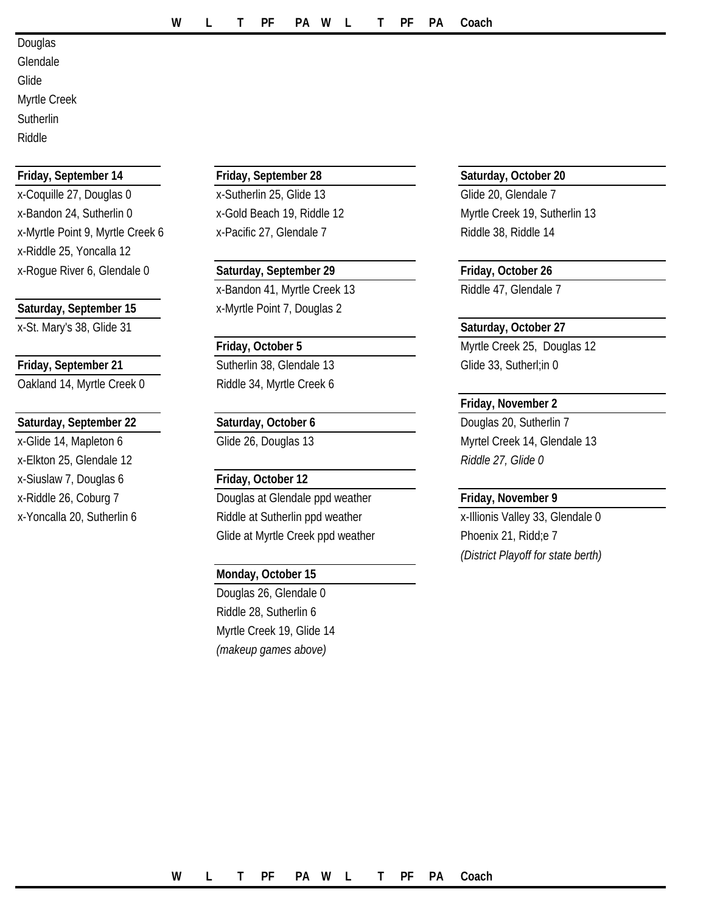| | W | L | T | PF | PA | W | L | T | PF | PA | Coach |
|---|---|---|---|---|---|---|---|---|---|---|---|
| Douglas | | | | | | | | | | | |
| Glendale | | | | | | | | | | | |
| Glide | | | | | | | | | | | |
| Myrtle Creek | | | | | | | | | | | |
| Sutherlin | | | | | | | | | | | |
| Riddle | | | | | | | | | | | |

**Friday, September 14**

x-Coquille 27, Douglas 0
x-Bandon 24, Sutherlin 0
x-Myrtle Point 9, Myrtle Creek 6
x-Riddle 25, Yoncalla 12
x-Rogue River 6, Glendale 0

**Saturday, September 15**

x-St. Mary's 38, Glide 31

**Friday, September 21**

Oakland 14, Myrtle Creek 0

**Saturday, September 22**

x-Glide 14, Mapleton 6
x-Elkton 25, Glendale 12
x-Siuslaw 7, Douglas 6
x-Riddle 26, Coburg 7
x-Yoncalla 20, Sutherlin 6

**Friday, September 28**

x-Sutherlin 25, Glide 13
x-Gold Beach 19, Riddle 12
x-Pacific 27, Glendale 7

**Saturday, September 29**

x-Bandon 41, Myrtle Creek 13
x-Myrtle Point 7, Douglas 2

**Friday, October 5**

Sutherlin 38, Glendale 13
Riddle 34, Myrtle Creek 6

**Saturday, October 6**

Glide 26, Douglas 13

**Friday, October 12**

Douglas at Glendale ppd weather
Riddle at Sutherlin ppd weather
Glide at Myrtle Creek ppd weather

**Monday, October 15**

Douglas 26, Glendale 0
Riddle 28, Sutherlin 6
Myrtle Creek 19, Glide 14
*(makeup games above)*

**Saturday, October 20**

Glide 20, Glendale 7
Myrtle Creek 19, Sutherlin 13
Riddle 38, Riddle 14

**Friday, October 26**

Riddle 47, Glendale 7

**Saturday, October 27**

Myrtle Creek 25, Douglas 12
Glide 33, Sutherl;in 0

**Friday, November 2**

Douglas 20, Sutherlin 7
Myrtel Creek 14, Glendale 13
*Riddle 27, Glide 0*

**Friday, November 9**

x-Illionis Valley 33, Glendale 0
Phoenix 21, Ridd;e 7
*(District Playoff for state berth)*

| | W | L | T | PF | PA | W | L | T | PF | PA | Coach |
|---|---|---|---|---|---|---|---|---|---|---|---|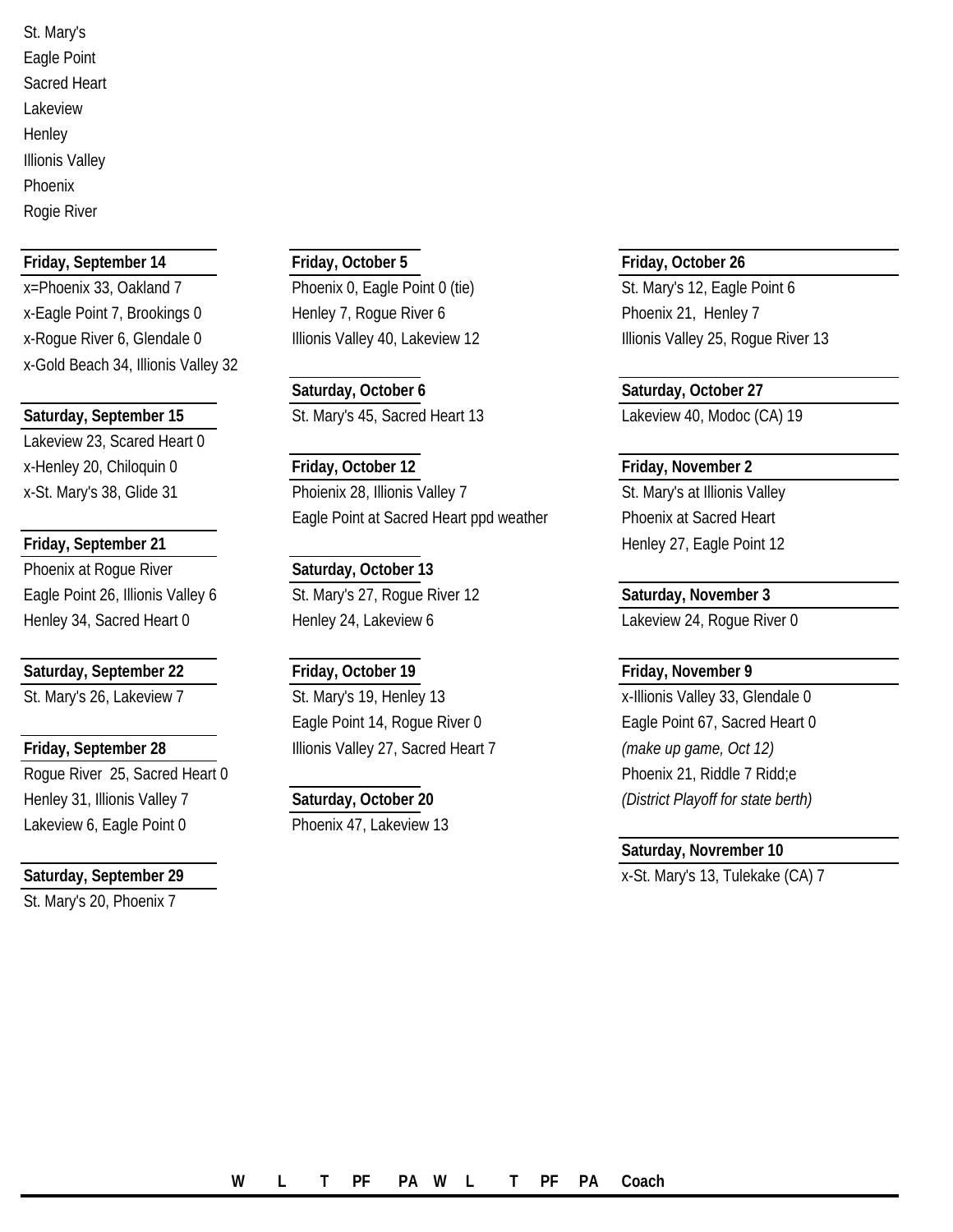St. Mary's
Eagle Point
Sacred Heart
Lakeview
Henley
Illinois Valley
Phoenix
Rogie River

**Friday, September 14**

x=Phoenix 33, Oakland 7
x-Eagle Point 7, Brookings 0
x-Rogue River 6, Glendale 0
x-Gold Beach 34, Illinois Valley 32

**Saturday, September 15**

Lakeview 23, Scared Heart 0
x-Henley 20, Chiloquin 0
x-St. Mary's 38, Glide 31

**Friday, September 21**

Phoenix at Rogue River
Eagle Point 26, Illinois Valley 6
Henley 34, Sacred Heart 0

**Saturday, September 22**

St. Mary's 26, Lakeview 7

**Friday, September 28**

Rogue River 25, Sacred Heart 0
Henley 31, Illinois Valley 7
Lakeview 6, Eagle Point 0

**Saturday, September 29**

St. Mary's 20, Phoenix 7

**Friday, October 5**

Phoenix 0, Eagle Point 0 (tie)
Henley 7, Rogue River 6
Illinois Valley 40, Lakeview 12

**Saturday, October 6**

St. Mary's 45, Sacred Heart 13

**Friday, October 12**

Phoienix 28, Illionis Valley 7
Eagle Point at Sacred Heart ppd weather

**Saturday, October 13**

St. Mary's 27, Rogue River 12
Henley 24, Lakeview 6

**Friday, October 19**

St. Mary's 19, Henley 13
Eagle Point 14, Rogue River 0
Illinois Valley 27, Sacred Heart 7

**Saturday, October 20**

Phoenix 47, Lakeview 13

**Friday, October 26**

St. Mary's 12, Eagle Point 6
Phoenix 21, Henley 7
Illinois Valley 25, Rogue River 13

**Saturday, October 27**

Lakeview 40, Modoc (CA) 19

**Friday, November 2**

St. Mary's at Illinois Valley
Phoenix at Sacred Heart
Henley 27, Eagle Point 12

**Saturday, November 3**

Lakeview 24, Rogue River 0

**Friday, November 9**

x-Illinois Valley 33, Glendale 0
Eagle Point 67, Sacred Heart 0
*(make up game, Oct 12)*
Phoenix 21, Riddle 7 Ridd;e
*(District Playoff for state berth)*

**Saturday, Novrember 10**

x-St. Mary's 13, Tulekake (CA) 7

| | W | L | T | PF | PA | W | L | T | PF | PA | Coach |
|---|---|---|---|---|---|---|---|---|---|---|---|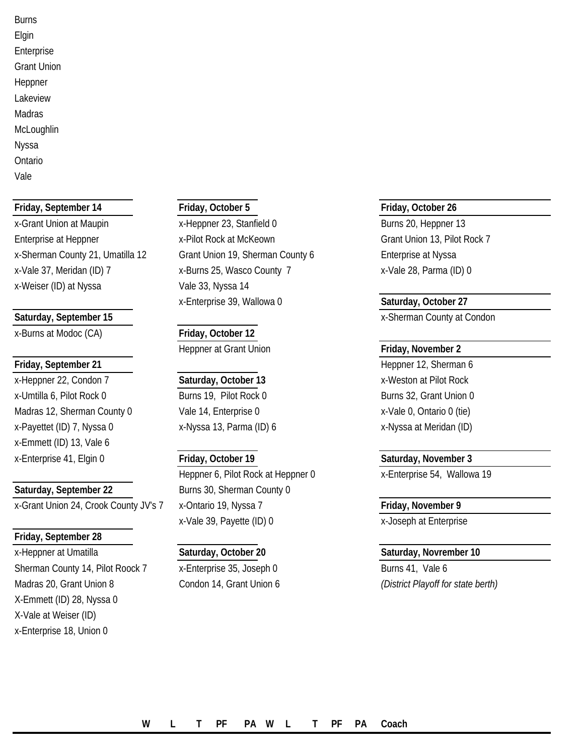Burns
Elgin
Enterprise
Grant Union
Heppner
Lakeview
Madras
McLoughlin
Nyssa
Ontario
Vale

**Friday, September 14**

x-Grant Union at Maupin
Enterprise at Heppner
x-Sherman County 21, Umatilla 12
x-Vale 37, Meridan (ID) 7
x-Weiser (ID) at Nyssa

**Saturday, September 15**

x-Burns at Modoc (CA)

**Friday, September 21**

x-Heppner 22, Condon 7
x-Umtilla 6, Pilot Rock 0
Madras 12, Sherman County 0
x-Payettet (ID) 7, Nyssa 0
x-Emmett (ID) 13, Vale 6
x-Enterprise 41, Elgin 0

**Saturday, September 22**

x-Grant Union 24, Crook County JV's 7

**Friday, September 28**

x-Heppner at Umatilla
Sherman County 14, Pilot Roock 7
Madras 20, Grant Union 8
X-Emmett (ID) 28, Nyssa 0
X-Vale at Weiser (ID)
x-Enterprise 18, Union 0

**Friday, October 5**

x-Heppner 23, Stanfield 0
x-Pilot Rock at McKeown
Grant Union 19, Sherman County 6
x-Burns 25, Wasco County 7
Vale 33, Nyssa 14
x-Enterprise 39, Wallowa 0

**Friday, October 12**

Heppner at Grant Union

**Saturday, October 13**

Burns 19, Pilot Rock 0
Vale 14, Enterprise 0
x-Nyssa 13, Parma (ID) 6

**Friday, October 19**

Heppner 6, Pilot Rock at Heppner 0
Burns 30, Sherman County 0
x-Ontario 19, Nyssa 7
x-Vale 39, Payette (ID) 0

**Saturday, October 20**

x-Enterprise 35, Joseph 0
Condon 14, Grant Union 6

**Friday, October 26**

Burns 20, Heppner 13
Grant Union 13, Pilot Rock 7
Enterprise at Nyssa
x-Vale 28, Parma (ID) 0

**Saturday, October 27**

x-Sherman County at Condon

**Friday, November 2**

Heppner 12, Sherman 6
x-Weston at Pilot Rock
Burns 32, Grant Union 0
x-Vale 0, Ontario 0 (tie)
x-Nyssa at Meridan (ID)

**Saturday, November 3**

x-Enterprise 54, Wallowa 19

**Friday, November 9**

x-Joseph at Enterprise

**Saturday, Novrember 10**

Burns 41, Vale 6
*(District Playoff for state berth)*

| | W | L | T | PF | PA | W | L | T | PF | PA | Coach |
|---|---|---|---|---|---|---|---|---|---|---|---|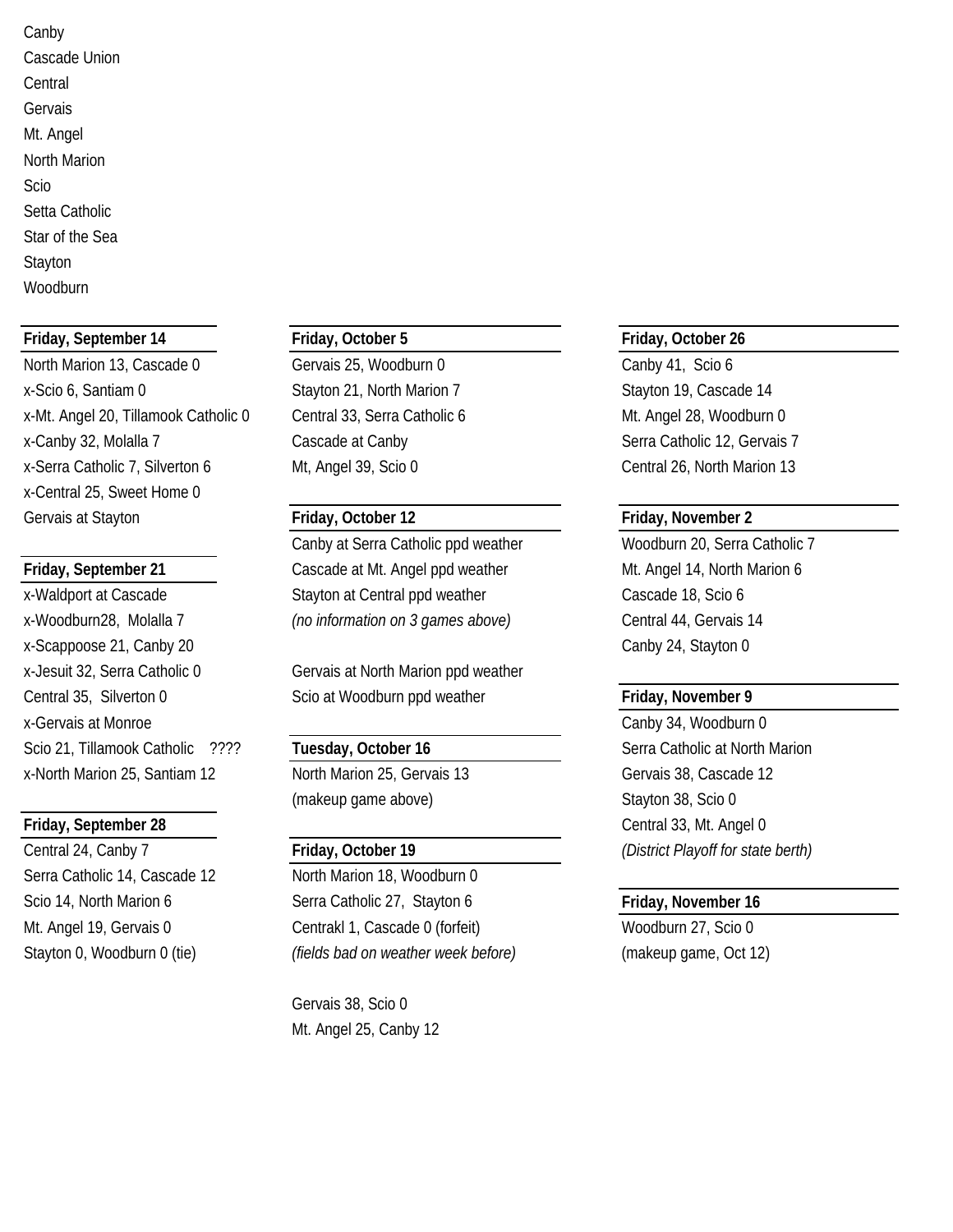Canby
Cascade Union
Central
Gervais
Mt. Angel
North Marion
Scio
Setta Catholic
Star of the Sea
Stayton
Woodburn

**Friday, September 14**

North Marion 13, Cascade 0
x-Scio 6, Santiam 0
x-Mt. Angel 20, Tillamook Catholic 0
x-Canby 32, Molalla 7
x-Serra Catholic 7, Silverton 6
x-Central 25, Sweet Home 0
Gervais at Stayton

**Friday, September 21**

x-Waldport at Cascade
x-Woodburn28, Molalla 7
x-Scappoose 21, Canby 20
x-Jesuit 32, Serra Catholic 0
Central 35, Silverton 0
x-Gervais at Monroe
Scio 21, Tillamook Catholic ????
x-North Marion 25, Santiam 12

**Friday, September 28**

Central 24, Canby 7
Serra Catholic 14, Cascade 12
Scio 14, North Marion 6
Mt. Angel 19, Gervais 0
Stayton 0, Woodburn 0 (tie)

**Friday, October 5**

Gervais 25, Woodburn 0
Stayton 21, North Marion 7
Central 33, Serra Catholic 6
Cascade at Canby
Mt, Angel 39, Scio 0

**Friday, October 12**

Canby at Serra Catholic ppd weather
Cascade at Mt. Angel ppd weather
Stayton at Central ppd weather
*(no information on 3 games above)*

Gervais at North Marion ppd weather
Scio at Woodburn ppd weather

**Tuesday, October 16**

North Marion 25, Gervais 13
(makeup game above)

**Friday, October 19**

North Marion 18, Woodburn 0
Serra Catholic 27, Stayton 6
Centrakl 1, Cascade 0 (forfeit)
*(fields bad on weather week before)*

Gervais 38, Scio 0
Mt. Angel 25, Canby 12

**Friday, October 26**

Canby 41, Scio 6
Stayton 19, Cascade 14
Mt. Angel 28, Woodburn 0
Serra Catholic 12, Gervais 7
Central 26, North Marion 13

**Friday, November 2**

Woodburn 20, Serra Catholic 7
Mt. Angel 14, North Marion 6
Cascade 18, Scio 6
Central 44, Gervais 14
Canby 24, Stayton 0

**Friday, November 9**

Canby 34, Woodburn 0
Serra Catholic at North Marion
Gervais 38, Cascade 12
Stayton 38, Scio 0
Central 33, Mt. Angel 0
*(District Playoff for state berth)*

**Friday, November 16**

Woodburn 27, Scio 0
(makeup game, Oct 12)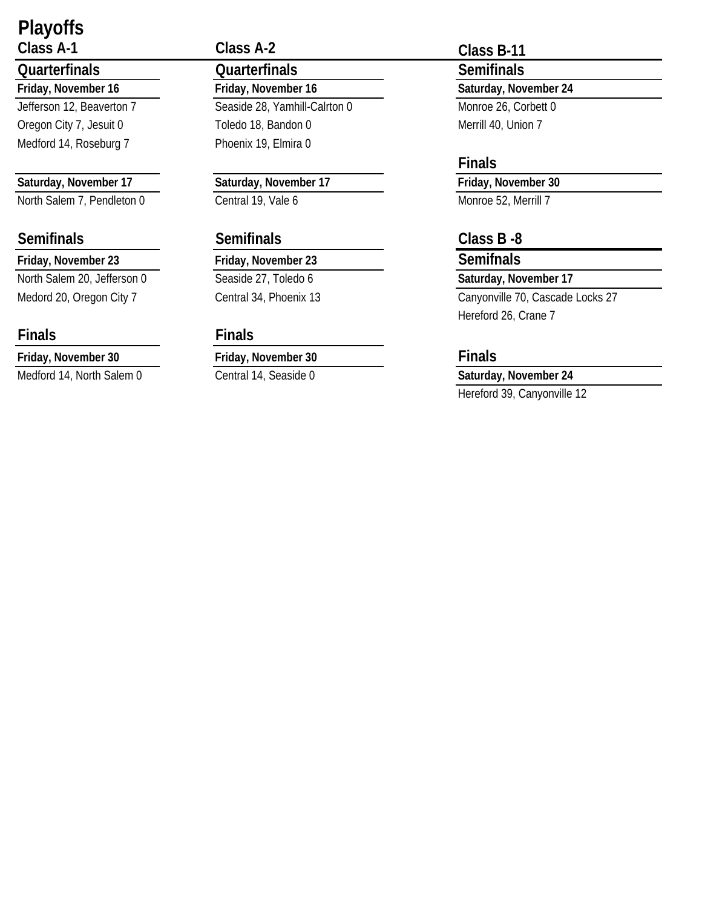# Playoffs

## Class A-1

### Quarterfinals

**Friday, November 16**

Jefferson 12, Beaverton 7
Oregon City 7, Jesuit 0
Medford 14, Roseburg 7

**Saturday, November 17**

North Salem 7, Pendleton 0

### Semifinals

**Friday, November 23**

North Salem 20, Jefferson 0
Medord 20, Oregon City 7

### Finals

**Friday, November 30**

Medford 14, North Salem 0

## Class A-2

### Quarterfinals

**Friday, November 16**

Seaside 28, Yamhill-Calrton 0
Toledo 18, Bandon 0
Phoenix 19, Elmira 0

**Saturday, November 17**

Central 19, Vale 6

### Semifinals

**Friday, November 23**

Seaside 27, Toledo 6
Central 34, Phoenix 13

### Finals

**Friday, November 30**

Central 14, Seaside 0

## Class B-11

### Semifinals

**Saturday, November 24**

Monroe 26, Corbett 0
Merrill 40, Union 7

### Finals

**Friday, November 30**

Monroe 52, Merrill 7

## Class B -8

### Semifnals

**Saturday, November 17**

Canyonville 70, Cascade Locks 27
Hereford 26, Crane 7

### Finals

**Saturday, November 24**

Hereford 39, Canyonville 12